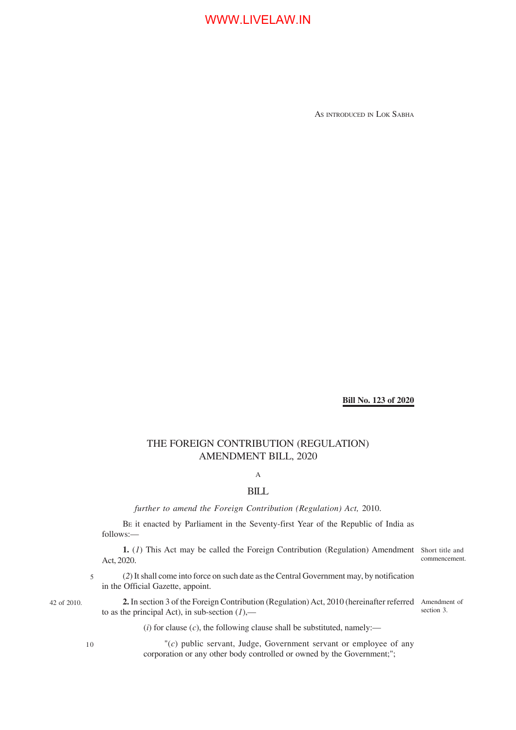AS INTRODUCED IN LOK SABHA

**Bill No. 123 of 2020**

# THE FOREIGN CONTRIBUTION (REGULATION) AMENDMENT BILL, 2020

A

BILL

*further to amend the Foreign Contribution (Regulation) Act,* 2010.

BE it enacted by Parliament in the Seventy-first Year of the Republic of India as follows:—

Short title and commencement.

**1.** (*1*) This Act may be called the Foreign Contribution (Regulation) Amendment Act, 2020.

(*2*) It shall come into force on such date as the Central Government may, by notification in the Official Gazette, appoint.

42 of 2010.

Amendment of section 3.

**2.** In section 3 of the Foreign Contribution (Regulation) Act, 2010 (hereinafter referred to as the principal Act), in sub-section (*1*),—

(*i*) for clause (*c*), the following clause shall be substituted, namely:—

"(*c*) public servant, Judge, Government servant or employee of any corporation or any other body controlled or owned by the Government;";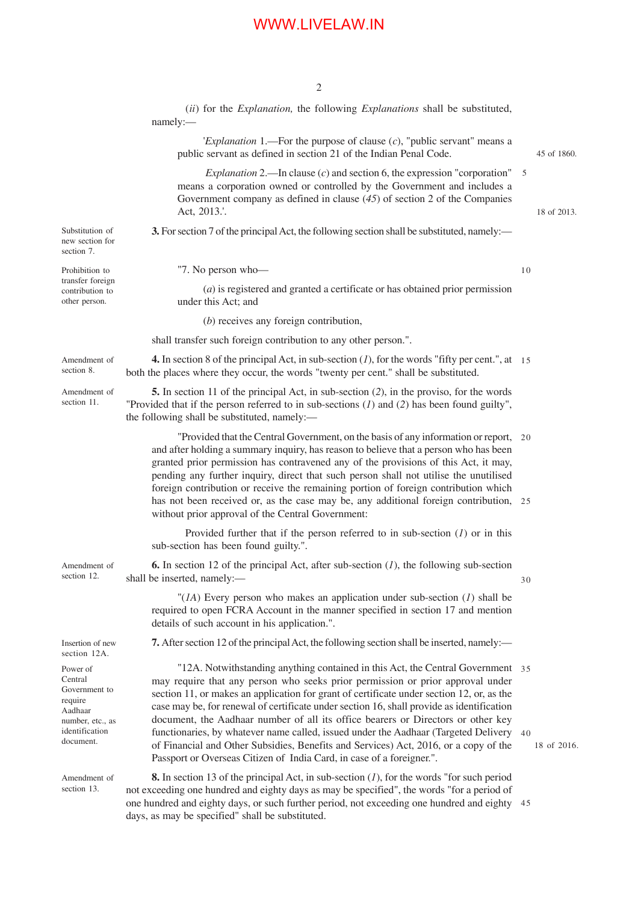(*ii*) for the *Explanation,* the following *Explanations* shall be substituted, namely:—

'*Explanation* 1.—For the purpose of clause (*c*), "public servant" means a public servant as defined in section 21 of the Indian Penal Code. 45 of 1860.

*Explanation* 2.—In clause (*c*) and section 6, the expression "corporation" means a corporation owned or controlled by the Government and includes a Government company as defined in clause (*45*) of section 2 of the Companies Act, 2013.'. 18 of 2013.

Substitution of new section for section 7.

**3.** For section 7 of the principal Act, the following section shall be substituted, namely:—

Prohibition to transfer foreign contribution to other person.

"7. No person who—

(*a*) is registered and granted a certificate or has obtained prior permission under this Act; and

(*b*) receives any foreign contribution,

shall transfer such foreign contribution to any other person.".

Amendment of section 8.

**4.** In section 8 of the principal Act, in sub-section (*1*), for the words "fifty per cent.", at both the places where they occur, the words "twenty per cent." shall be substituted.

Amendment of section 11.

**5.** In section 11 of the principal Act, in sub-section (*2*), in the proviso, for the words "Provided that if the person referred to in sub-sections (*1*) and (*2*) has been found guilty", the following shall be substituted, namely:—

"Provided that the Central Government, on the basis of any information or report, and after holding a summary inquiry, has reason to believe that a person who has been granted prior permission has contravened any of the provisions of this Act, it may, pending any further inquiry, direct that such person shall not utilise the unutilised foreign contribution or receive the remaining portion of foreign contribution which has not been received or, as the case may be, any additional foreign contribution, without prior approval of the Central Government:

Provided further that if the person referred to in sub-section (*1*) or in this sub-section has been found guilty.".

Amendment of section 12.

**6.** In section 12 of the principal Act, after sub-section (*1*), the following sub-section shall be inserted, namely:—

"(*1A*) Every person who makes an application under sub-section (*1*) shall be required to open FCRA Account in the manner specified in section 17 and mention details of such account in his application.".

Insertion of new section 12A.

**7.** After section 12 of the principal Act, the following section shall be inserted, namely:—

Power of Central Government to require Aadhaar number, etc., as identification document.

"12A. Notwithstanding anything contained in this Act, the Central Government may require that any person who seeks prior permission or prior approval under section 11, or makes an application for grant of certificate under section 12, or, as the case may be, for renewal of certificate under section 16, shall provide as identification document, the Aadhaar number of all its office bearers or Directors or other key functionaries, by whatever name called, issued under the Aadhaar (Targeted Delivery of Financial and Other Subsidies, Benefits and Services) Act, 2016, or a copy of the Passport or Overseas Citizen of India Card, in case of a foreigner.". 18 of 2016.

Amendment of section 13.

**8.** In section 13 of the principal Act, in sub-section (*1*), for the words "for such period not exceeding one hundred and eighty days as may be specified", the words "for a period of one hundred and eighty days, or such further period, not exceeding one hundred and eighty days, as may be specified" shall be substituted.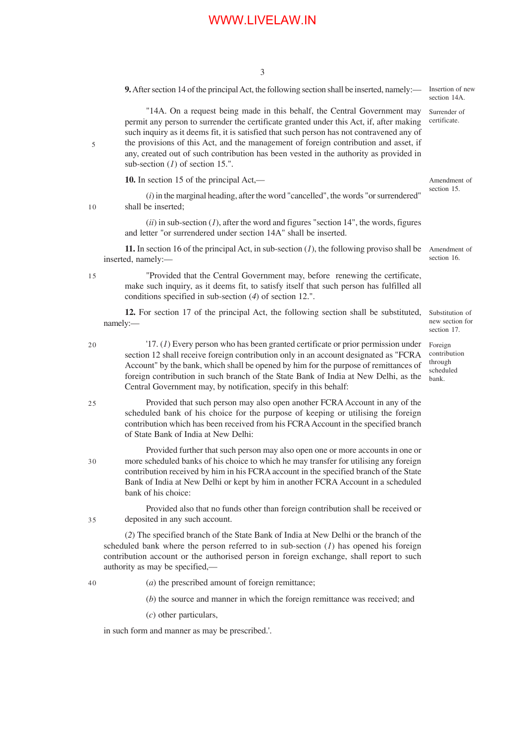**9.** After section 14 of the principal Act, the following section shall be inserted, namely:—

*Insertion of new section 14A.*

"14A. On a request being made in this behalf, the Central Government may permit any person to surrender the certificate granted under this Act, if, after making such inquiry as it deems fit, it is satisfied that such person has not contravened any of the provisions of this Act, and the management of foreign contribution and asset, if any, created out of such contribution has been vested in the authority as provided in sub-section (*1*) of section 15.".

*Surrender of certificate.*

**10.** In section 15 of the principal Act,—

*Amendment of section 15.*

(*i*) in the marginal heading, after the word "cancelled", the words "or surrendered" shall be inserted;

(*ii*) in sub-section (*1*), after the word and figures "section 14", the words, figures and letter "or surrendered under section 14A" shall be inserted.

**11.** In section 16 of the principal Act, in sub-section (*1*), the following proviso shall be inserted, namely:—

*Amendment of section 16.*

"Provided that the Central Government may, before renewing the certificate, make such inquiry, as it deems fit, to satisfy itself that such person has fulfilled all conditions specified in sub-section (*4*) of section 12.".

**12.** For section 17 of the principal Act, the following section shall be substituted, namely:—

*Substitution of new section for section 17.*

'17. (*1*) Every person who has been granted certificate or prior permission under section 12 shall receive foreign contribution only in an account designated as "FCRA Account" by the bank, which shall be opened by him for the purpose of remittances of foreign contribution in such branch of the State Bank of India at New Delhi, as the Central Government may, by notification, specify in this behalf:

*Foreign contribution through scheduled bank.*

Provided that such person may also open another FCRA Account in any of the scheduled bank of his choice for the purpose of keeping or utilising the foreign contribution which has been received from his FCRA Account in the specified branch of State Bank of India at New Delhi:

Provided further that such person may also open one or more accounts in one or more scheduled banks of his choice to which he may transfer for utilising any foreign contribution received by him in his FCRA account in the specified branch of the State Bank of India at New Delhi or kept by him in another FCRA Account in a scheduled bank of his choice:

Provided also that no funds other than foreign contribution shall be received or deposited in any such account.

(*2*) The specified branch of the State Bank of India at New Delhi or the branch of the scheduled bank where the person referred to in sub-section (*1*) has opened his foreign contribution account or the authorised person in foreign exchange, shall report to such authority as may be specified,—

(*a*) the prescribed amount of foreign remittance;

(*b*) the source and manner in which the foreign remittance was received; and

(*c*) other particulars,

in such form and manner as may be prescribed.'.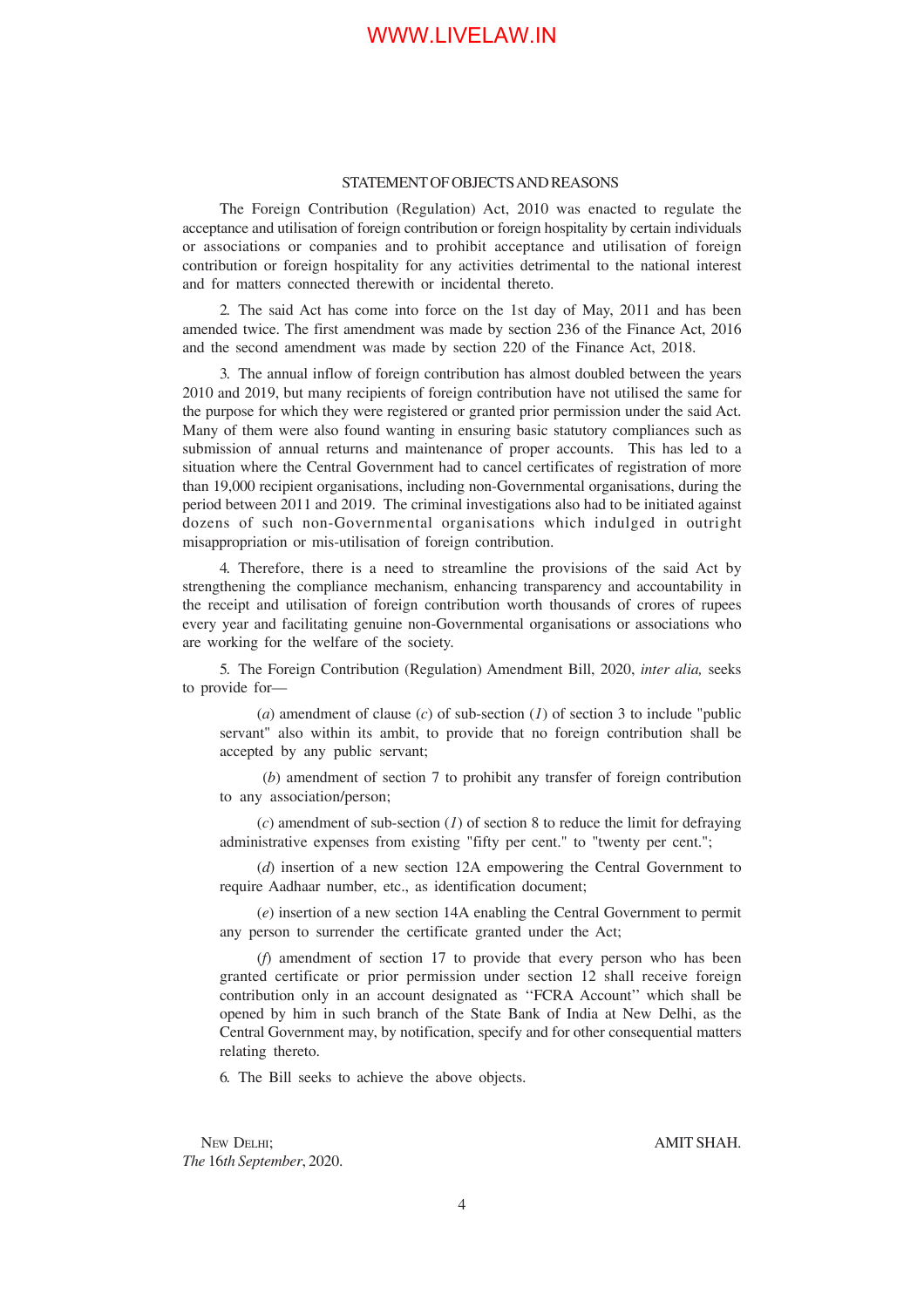## STATEMENT OF OBJECTS AND REASONS

The Foreign Contribution (Regulation) Act, 2010 was enacted to regulate the acceptance and utilisation of foreign contribution or foreign hospitality by certain individuals or associations or companies and to prohibit acceptance and utilisation of foreign contribution or foreign hospitality for any activities detrimental to the national interest and for matters connected therewith or incidental thereto.

2. The said Act has come into force on the 1st day of May, 2011 and has been amended twice. The first amendment was made by section 236 of the Finance Act, 2016 and the second amendment was made by section 220 of the Finance Act, 2018.

3. The annual inflow of foreign contribution has almost doubled between the years 2010 and 2019, but many recipients of foreign contribution have not utilised the same for the purpose for which they were registered or granted prior permission under the said Act. Many of them were also found wanting in ensuring basic statutory compliances such as submission of annual returns and maintenance of proper accounts. This has led to a situation where the Central Government had to cancel certificates of registration of more than 19,000 recipient organisations, including non-Governmental organisations, during the period between 2011 and 2019. The criminal investigations also had to be initiated against dozens of such non-Governmental organisations which indulged in outright misappropriation or mis-utilisation of foreign contribution.

4. Therefore, there is a need to streamline the provisions of the said Act by strengthening the compliance mechanism, enhancing transparency and accountability in the receipt and utilisation of foreign contribution worth thousands of crores of rupees every year and facilitating genuine non-Governmental organisations or associations who are working for the welfare of the society.

5. The Foreign Contribution (Regulation) Amendment Bill, 2020, *inter alia,* seeks to provide for—

(*a*) amendment of clause (*c*) of sub-section (*1*) of section 3 to include "public servant" also within its ambit, to provide that no foreign contribution shall be accepted by any public servant;

(*b*) amendment of section 7 to prohibit any transfer of foreign contribution to any association/person;

(*c*) amendment of sub-section (*1*) of section 8 to reduce the limit for defraying administrative expenses from existing "fifty per cent." to "twenty per cent.";

(*d*) insertion of a new section 12A empowering the Central Government to require Aadhaar number, etc., as identification document;

(*e*) insertion of a new section 14A enabling the Central Government to permit any person to surrender the certificate granted under the Act;

(*f*) amendment of section 17 to provide that every person who has been granted certificate or prior permission under section 12 shall receive foreign contribution only in an account designated as "FCRA Account" which shall be opened by him in such branch of the State Bank of India at New Delhi, as the Central Government may, by notification, specify and for other consequential matters relating thereto.

6. The Bill seeks to achieve the above objects.

NEW DELHI;
*The* 16*th September*, 2020.

AMIT SHAH.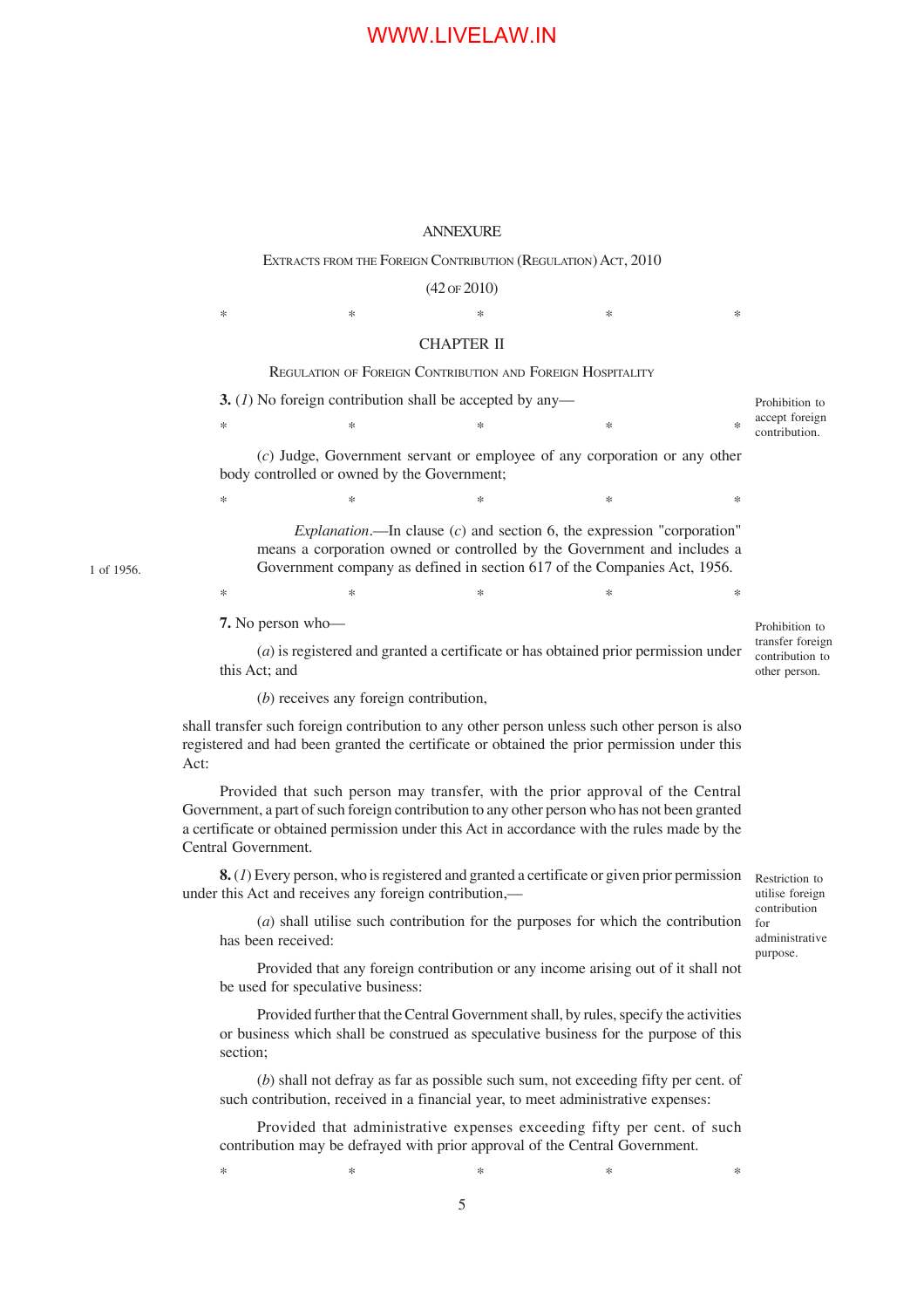## ANNEXURE

### EXTRACTS FROM THE FOREIGN CONTRIBUTION (REGULATION) ACT, 2010

(42 OF 2010)

\* \* \* \* \*

### CHAPTER II

### REGULATION OF FOREIGN CONTRIBUTION AND FOREIGN HOSPITALITY

Prohibition to accept foreign contribution.

**3.** (*1*) No foreign contribution shall be accepted by any—

\* \* \* \* \*

(*c*) Judge, Government servant or employee of any corporation or any other body controlled or owned by the Government;

\* \* \* \* \*

*Explanation*.—In clause (*c*) and section 6, the expression "corporation" means a corporation owned or controlled by the Government and includes a Government company as defined in section 617 of the Companies Act, 1956.

1 of 1956.

\* \* \* \* \*

Prohibition to transfer foreign contribution to other person.

**7.** No person who—

(*a*) is registered and granted a certificate or has obtained prior permission under this Act; and

(*b*) receives any foreign contribution,

shall transfer such foreign contribution to any other person unless such other person is also registered and had been granted the certificate or obtained the prior permission under this Act:

Provided that such person may transfer, with the prior approval of the Central Government, a part of such foreign contribution to any other person who has not been granted a certificate or obtained permission under this Act in accordance with the rules made by the Central Government.

Restriction to utilise foreign contribution for administrative purpose.

**8.** (*1*) Every person, who is registered and granted a certificate or given prior permission under this Act and receives any foreign contribution,—

(*a*) shall utilise such contribution for the purposes for which the contribution has been received:

Provided that any foreign contribution or any income arising out of it shall not be used for speculative business:

Provided further that the Central Government shall, by rules, specify the activities or business which shall be construed as speculative business for the purpose of this section;

(*b*) shall not defray as far as possible such sum, not exceeding fifty per cent. of such contribution, received in a financial year, to meet administrative expenses:

Provided that administrative expenses exceeding fifty per cent. of such contribution may be defrayed with prior approval of the Central Government.

\* \* \* \* \*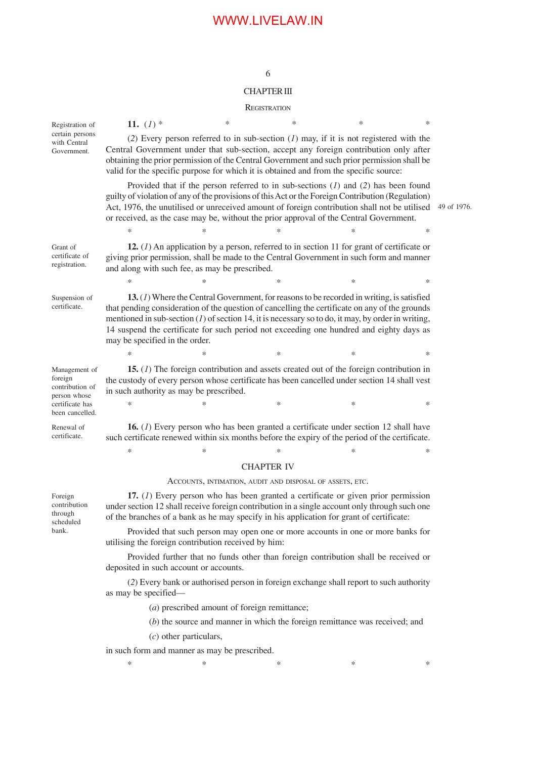## CHAPTER III

### REGISTRATION

Registration of certain persons with Central Government.

**11.** (*1*) * * * * *

(*2*) Every person referred to in sub-section (*1*) may, if it is not registered with the Central Government under that sub-section, accept any foreign contribution only after obtaining the prior permission of the Central Government and such prior permission shall be valid for the specific purpose for which it is obtained and from the specific source:

Provided that if the person referred to in sub-sections (*1*) and (*2*) has been found guilty of violation of any of the provisions of this Act or the Foreign Contribution (Regulation) Act, 1976, the unutilised or unreceived amount of foreign contribution shall not be utilised or received, as the case may be, without the prior approval of the Central Government.

49 of 1976.

\* \* \* \* \*

Grant of certificate of registration.

**12.** (*1*) An application by a person, referred to in section 11 for grant of certificate or giving prior permission, shall be made to the Central Government in such form and manner and along with such fee, as may be prescribed.

\* \* \* \* \*

Suspension of certificate.

**13.** (*1*) Where the Central Government, for reasons to be recorded in writing, is satisfied that pending consideration of the question of cancelling the certificate on any of the grounds mentioned in sub-section (*1*) of section 14, it is necessary so to do, it may, by order in writing, 14 suspend the certificate for such period not exceeding one hundred and eighty days as may be specified in the order.

\* \* \* \* \*

Management of foreign contribution of person whose certificate has been cancelled.

**15.** (*1*) The foreign contribution and assets created out of the foreign contribution in the custody of every person whose certificate has been cancelled under section 14 shall vest in such authority as may be prescribed.

\* \* \* \* \*

Renewal of certificate.

**16.** (*1*) Every person who has been granted a certificate under section 12 shall have such certificate renewed within six months before the expiry of the period of the certificate.

\* \* \* \* \*

## CHAPTER IV

### ACCOUNTS, INTIMATION, AUDIT AND DISPOSAL OF ASSETS, ETC.

Foreign contribution through scheduled bank.

**17.** (*1*) Every person who has been granted a certificate or given prior permission under section 12 shall receive foreign contribution in a single account only through such one of the branches of a bank as he may specify in his application for grant of certificate:

Provided that such person may open one or more accounts in one or more banks for utilising the foreign contribution received by him:

Provided further that no funds other than foreign contribution shall be received or deposited in such account or accounts.

(*2*) Every bank or authorised person in foreign exchange shall report to such authority as may be specified—

(*a*) prescribed amount of foreign remittance;

(*b*) the source and manner in which the foreign remittance was received; and

(*c*) other particulars,

in such form and manner as may be prescribed.

\* \* \* \* \*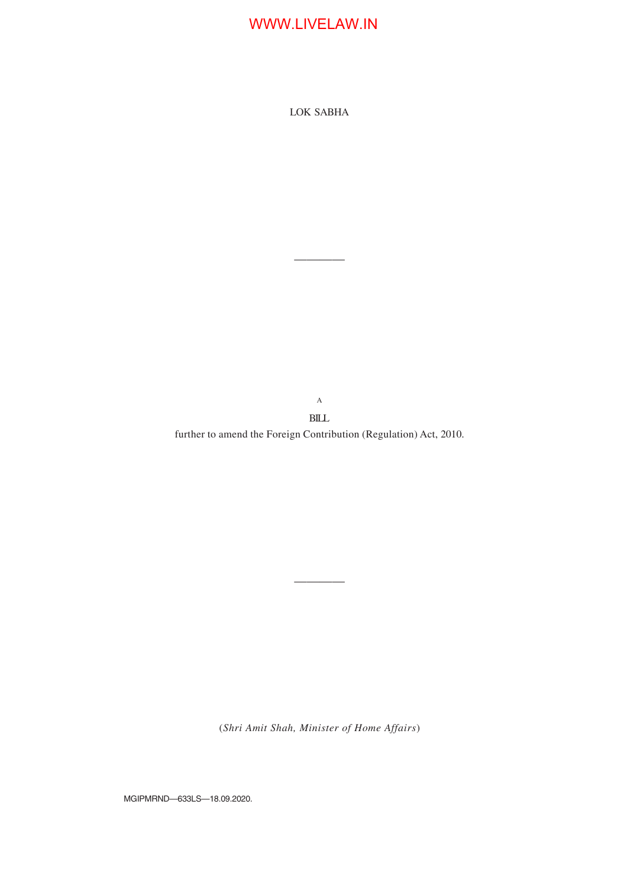LOK SABHA

———————

A

BILL

further to amend the Foreign Contribution (Regulation) Act, 2010.

———————

(*Shri Amit Shah, Minister of Home Affairs*)

MGIPMRND—633LS—18.09.2020.